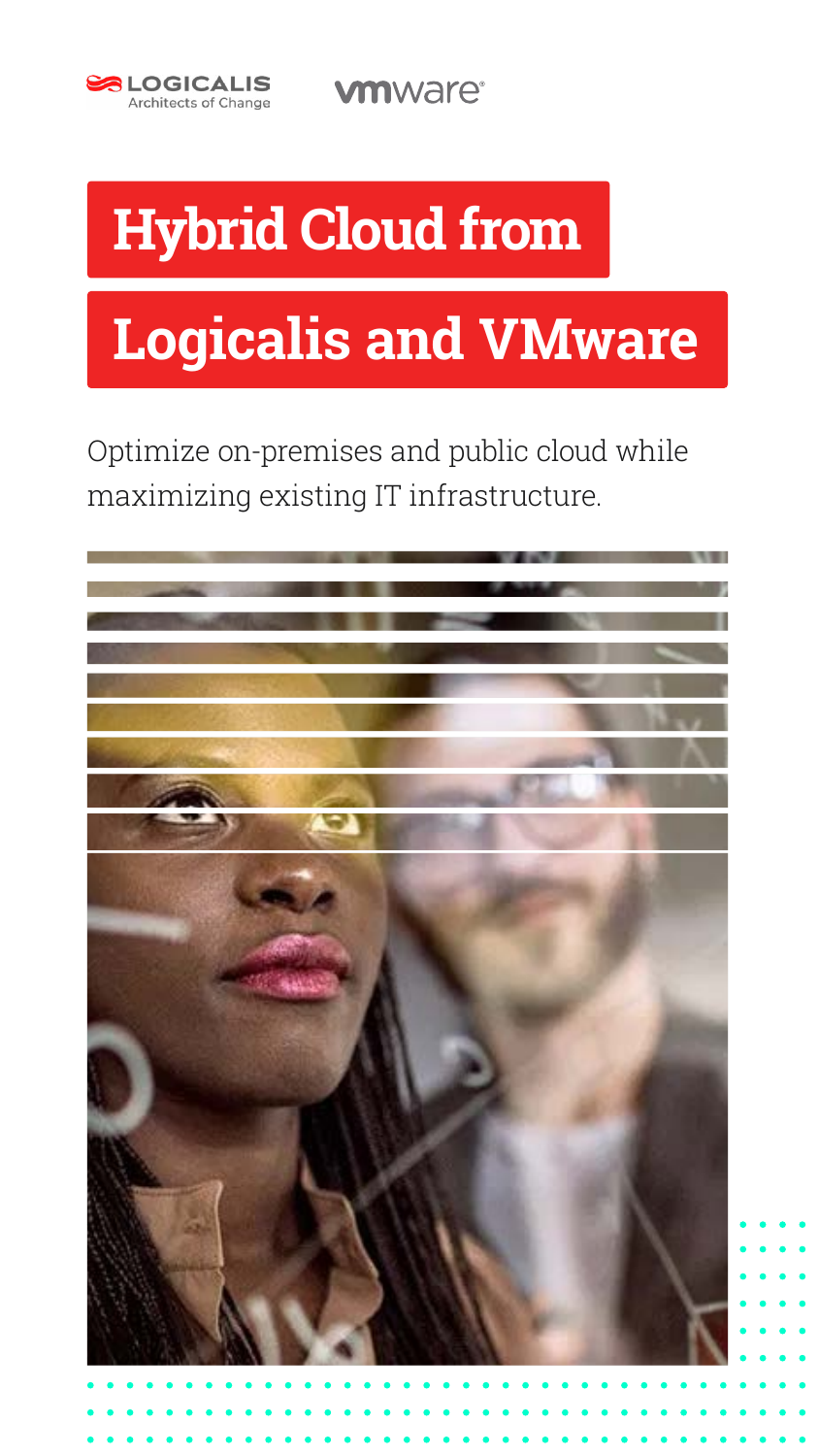LOGICALIS
Architects of Change

vmware

# Hybrid Cloud from Logicalis and VMware

Optimize on-premises and public cloud while maximizing existing IT infrastructure.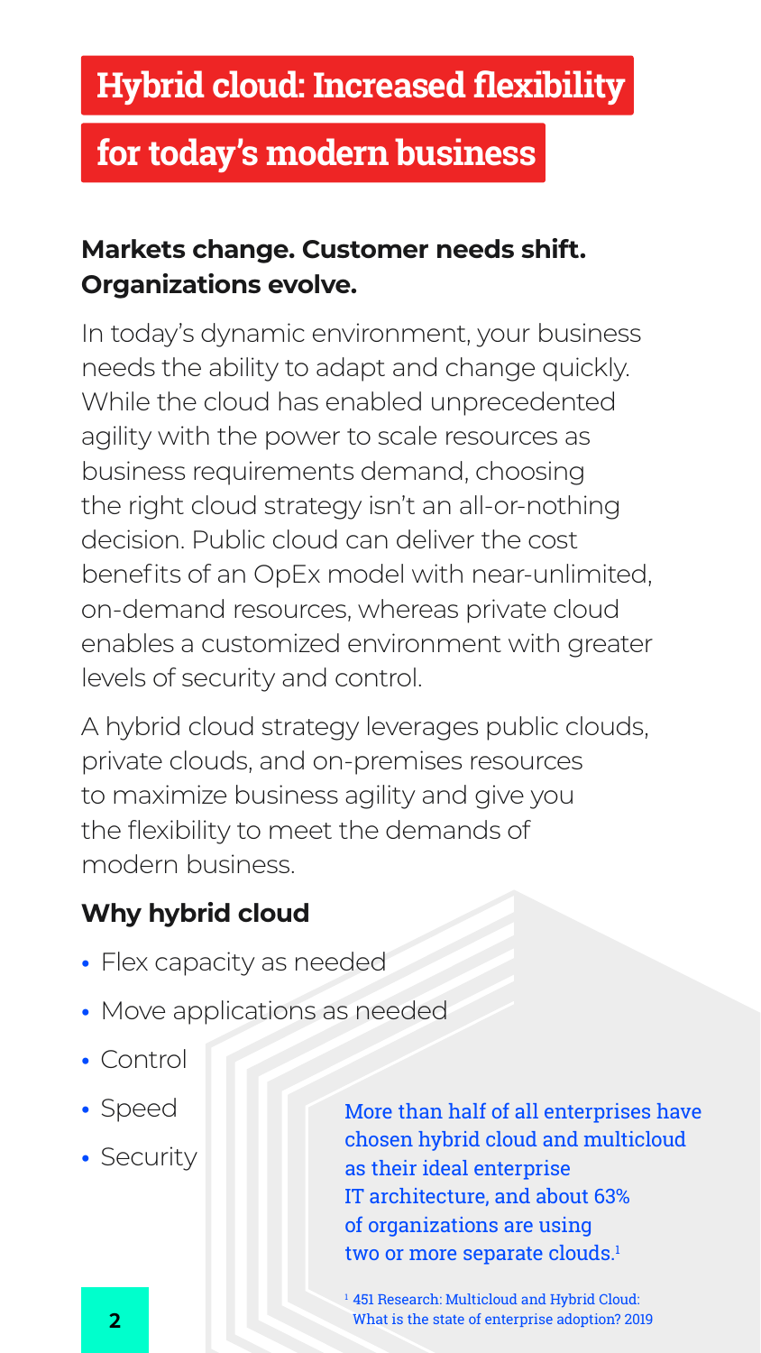# Hybrid cloud: Increased flexibility for today's modern business

**Markets change. Customer needs shift. Organizations evolve.**

In today's dynamic environment, your business needs the ability to adapt and change quickly. While the cloud has enabled unprecedented agility with the power to scale resources as business requirements demand, choosing the right cloud strategy isn't an all-or-nothing decision. Public cloud can deliver the cost benefits of an OpEx model with near-unlimited, on-demand resources, whereas private cloud enables a customized environment with greater levels of security and control.

A hybrid cloud strategy leverages public clouds, private clouds, and on-premises resources to maximize business agility and give you the flexibility to meet the demands of modern business.

## Why hybrid cloud

- Flex capacity as needed
- Move applications as needed
- Control
- Speed
- Security

More than half of all enterprises have chosen hybrid cloud and multicloud as their ideal enterprise IT architecture, and about 63% of organizations are using two or more separate clouds.[1]

[1] 451 Research: Multicloud and Hybrid Cloud: What is the state of enterprise adoption? 2019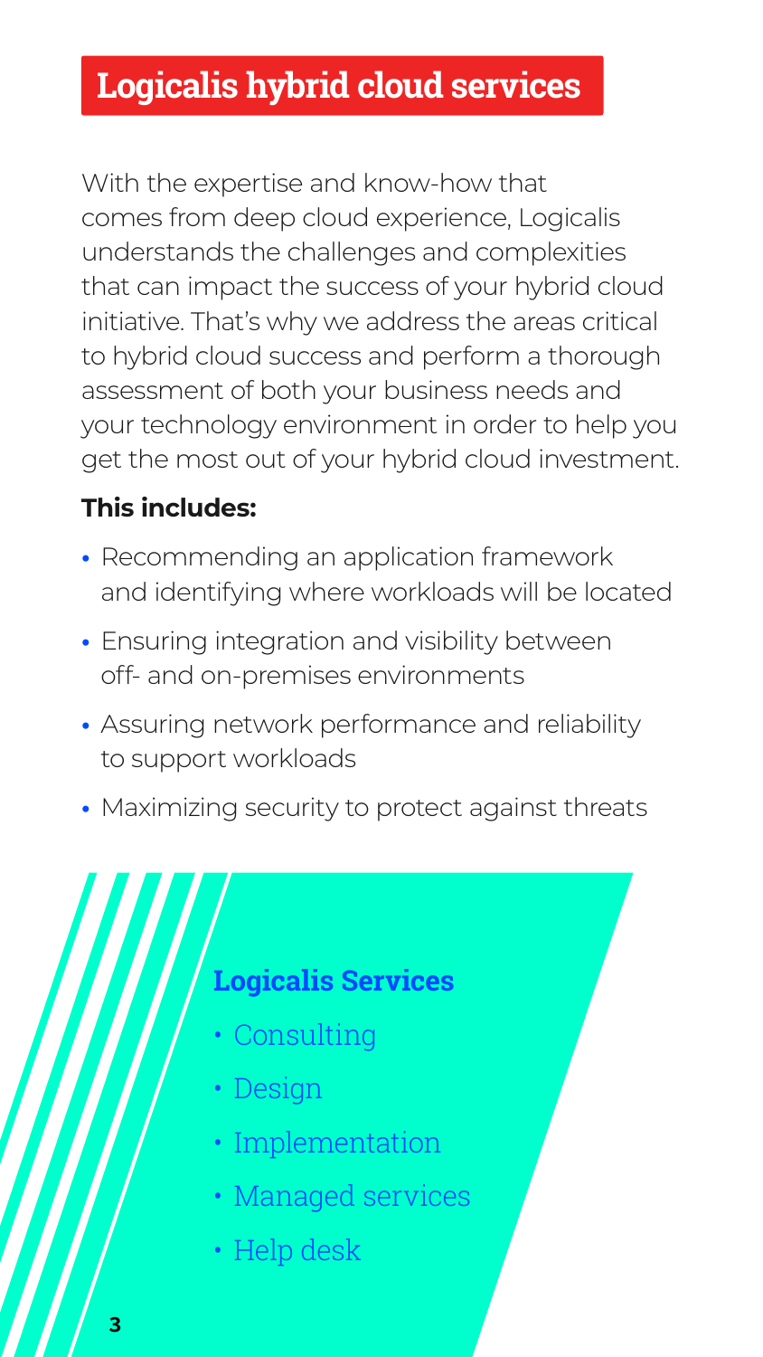# Logicalis hybrid cloud services

With the expertise and know-how that comes from deep cloud experience, Logicalis understands the challenges and complexities that can impact the success of your hybrid cloud initiative. That's why we address the areas critical to hybrid cloud success and perform a thorough assessment of both your business needs and your technology environment in order to help you get the most out of your hybrid cloud investment.

**This includes:**

- Recommending an application framework and identifying where workloads will be located
- Ensuring integration and visibility between off- and on-premises environments
- Assuring network performance and reliability to support workloads
- Maximizing security to protect against threats

## Logicalis Services

- Consulting
- Design
- Implementation
- Managed services
- Help desk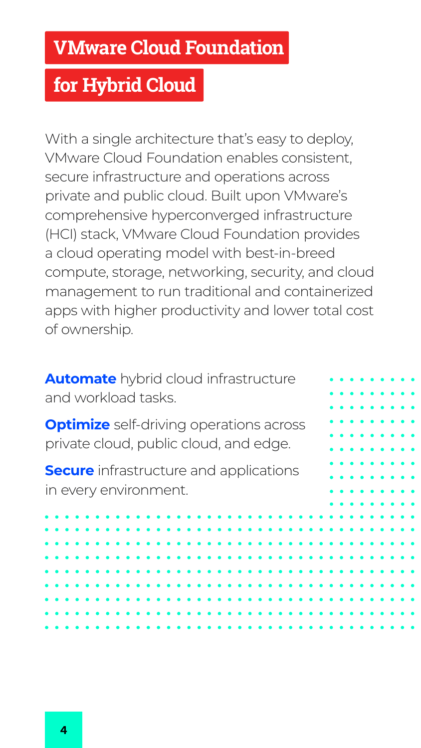# VMware Cloud Foundation for Hybrid Cloud

With a single architecture that's easy to deploy, VMware Cloud Foundation enables consistent, secure infrastructure and operations across private and public cloud. Built upon VMware's comprehensive hyperconverged infrastructure (HCI) stack, VMware Cloud Foundation provides a cloud operating model with best-in-breed compute, storage, networking, security, and cloud management to run traditional and containerized apps with higher productivity and lower total cost of ownership.

**Automate** hybrid cloud infrastructure and workload tasks.

**Optimize** self-driving operations across private cloud, public cloud, and edge.

**Secure** infrastructure and applications in every environment.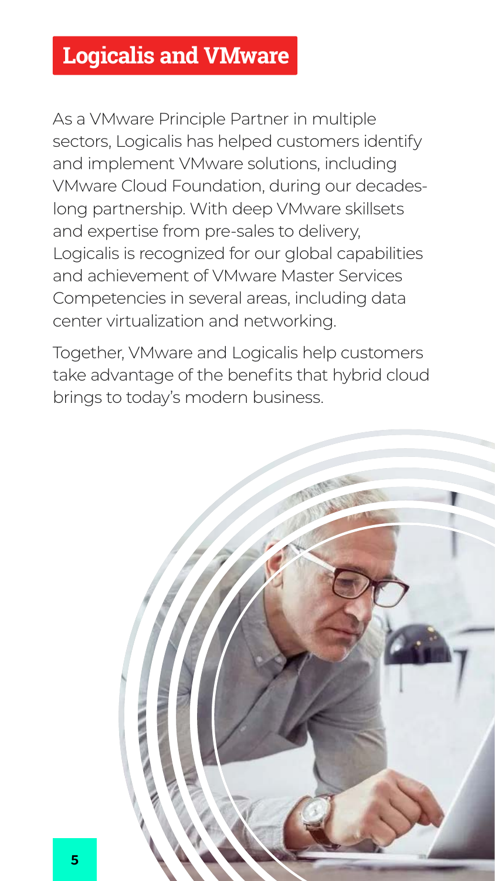## Logicalis and VMware

As a VMware Principle Partner in multiple sectors, Logicalis has helped customers identify and implement VMware solutions, including VMware Cloud Foundation, during our decades-long partnership. With deep VMware skillsets and expertise from pre-sales to delivery, Logicalis is recognized for our global capabilities and achievement of VMware Master Services Competencies in several areas, including data center virtualization and networking.

Together, VMware and Logicalis help customers take advantage of the benefits that hybrid cloud brings to today's modern business.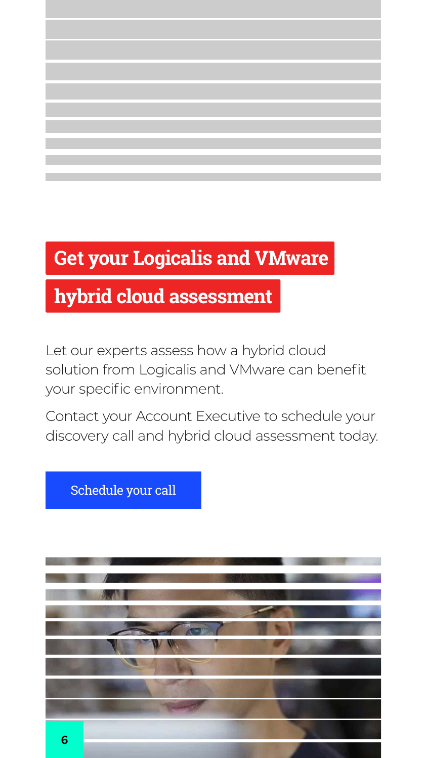## Get your Logicalis and VMware hybrid cloud assessment

Let our experts assess how a hybrid cloud solution from Logicalis and VMware can benefit your specific environment.

Contact your Account Executive to schedule your discovery call and hybrid cloud assessment today.

Schedule your call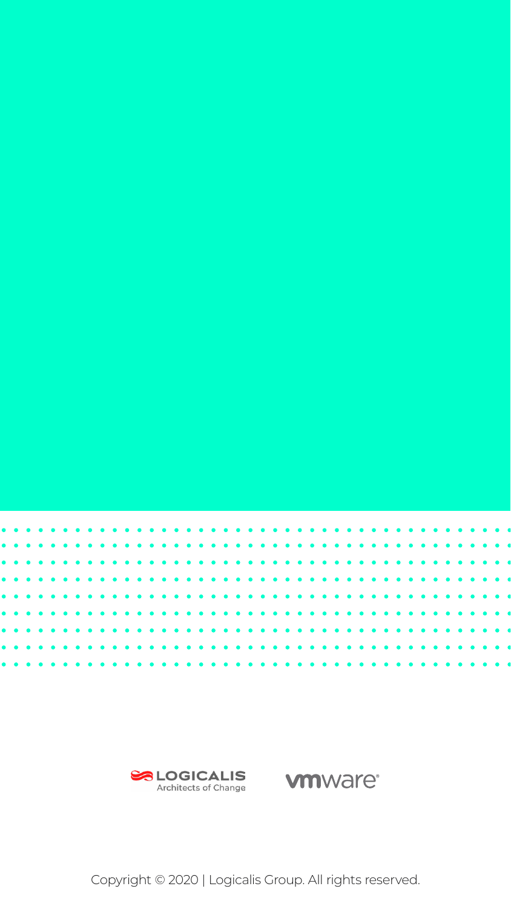LOGICALIS
Architects of Change

vmware

Copyright © 2020 | Logicalis Group. All rights reserved.